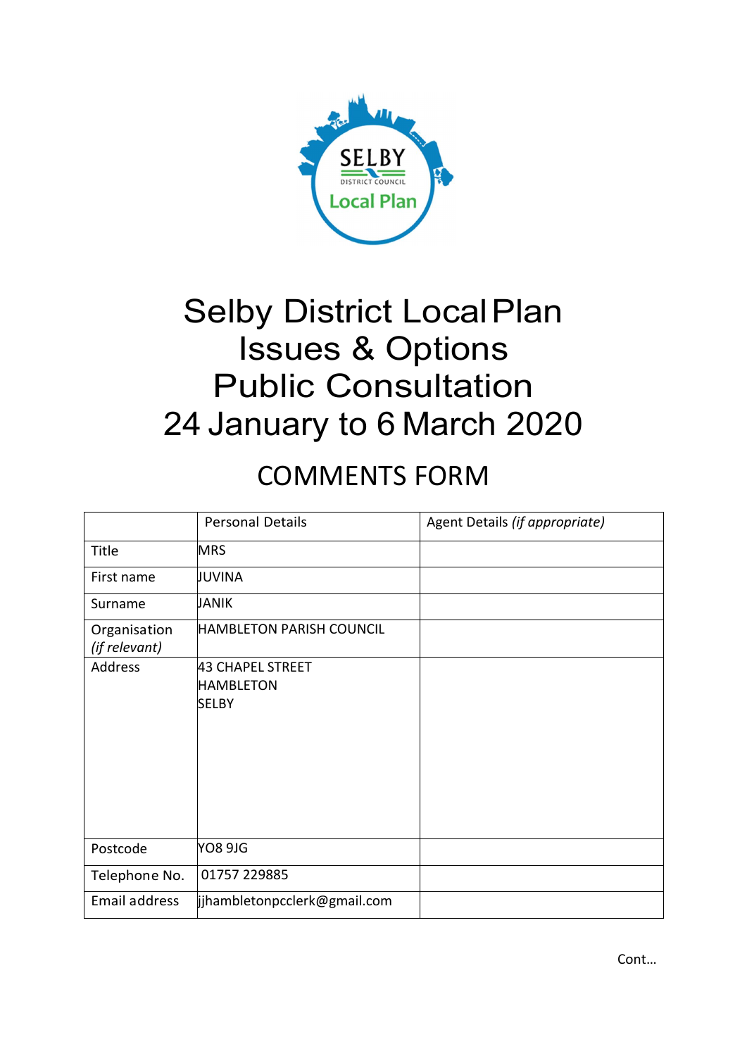# Selby District Local Plan
# Issues & Options
# Public Consultation
# 24 January to 6 March 2020

## COMMENTS FORM

| | Personal Details | Agent Details *(if appropriate)* |
|---|---|---|
| Title | MRS | |
| First name | JUVINA | |
| Surname | JANIK | |
| Organisation *(if relevant)* | HAMBLETON PARISH COUNCIL | |
| Address | 43 CHAPEL STREET<br>HAMBLETON<br>SELBY | |
| Postcode | YO8 9JG | |
| Telephone No. | 01757 229885 | |
| Email address | jjhambletonpcclerk@gmail.com | |

Cont…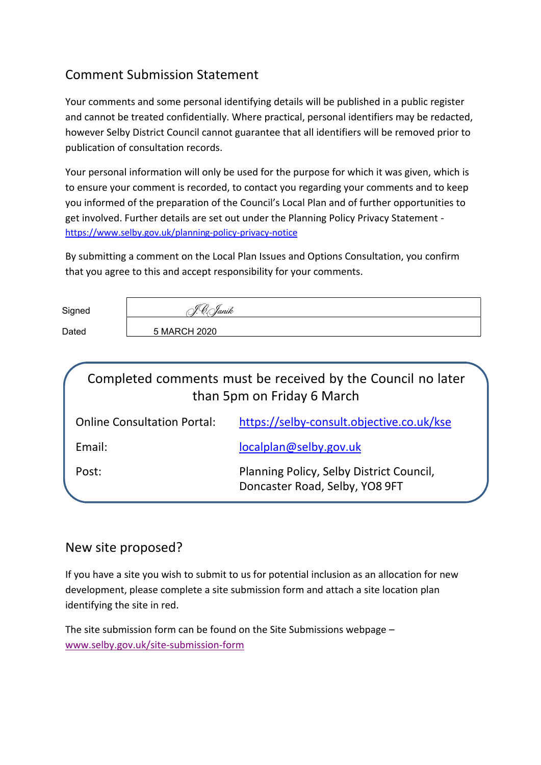## Comment Submission Statement

Your comments and some personal identifying details will be published in a public register and cannot be treated confidentially. Where practical, personal identifiers may be redacted, however Selby District Council cannot guarantee that all identifiers will be removed prior to publication of consultation records.

Your personal information will only be used for the purpose for which it was given, which is to ensure your comment is recorded, to contact you regarding your comments and to keep you informed of the preparation of the Council's Local Plan and of further opportunities to get involved. Further details are set out under the Planning Policy Privacy Statement - https://www.selby.gov.uk/planning-policy-privacy-notice

By submitting a comment on the Local Plan Issues and Options Consultation, you confirm that you agree to this and accept responsibility for your comments.

| | |
|---|---|
| Signed | J.C. Janik |
| Dated | 5 MARCH 2020 |

**Completed comments must be received by the Council no later than 5pm on Friday 6 March**

| | |
|---|---|
| Online Consultation Portal: | https://selby-consult.objective.co.uk/kse |
| Email: | localplan@selby.gov.uk |
| Post: | Planning Policy, Selby District Council, Doncaster Road, Selby, YO8 9FT |

## New site proposed?

If you have a site you wish to submit to us for potential inclusion as an allocation for new development, please complete a site submission form and attach a site location plan identifying the site in red.

The site submission form can be found on the Site Submissions webpage – www.selby.gov.uk/site-submission-form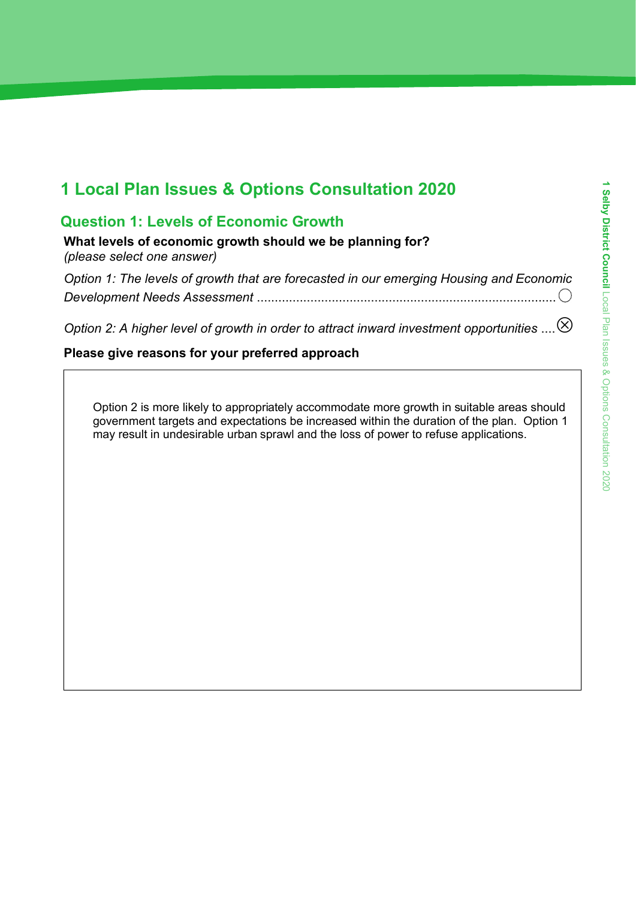# 1 Local Plan Issues & Options Consultation 2020

## Question 1: Levels of Economic Growth

**What levels of economic growth should we be planning for?**
*(please select one answer)*

*Option 1: The levels of growth that are forecasted in our emerging Housing and Economic Development Needs Assessment* .................................................................................... ◯

*Option 2: A higher level of growth in order to attract inward investment opportunities* .... ⊗

**Please give reasons for your preferred approach**

Option 2 is more likely to appropriately accommodate more growth in suitable areas should government targets and expectations be increased within the duration of the plan. Option 1 may result in undesirable urban sprawl and the loss of power to refuse applications.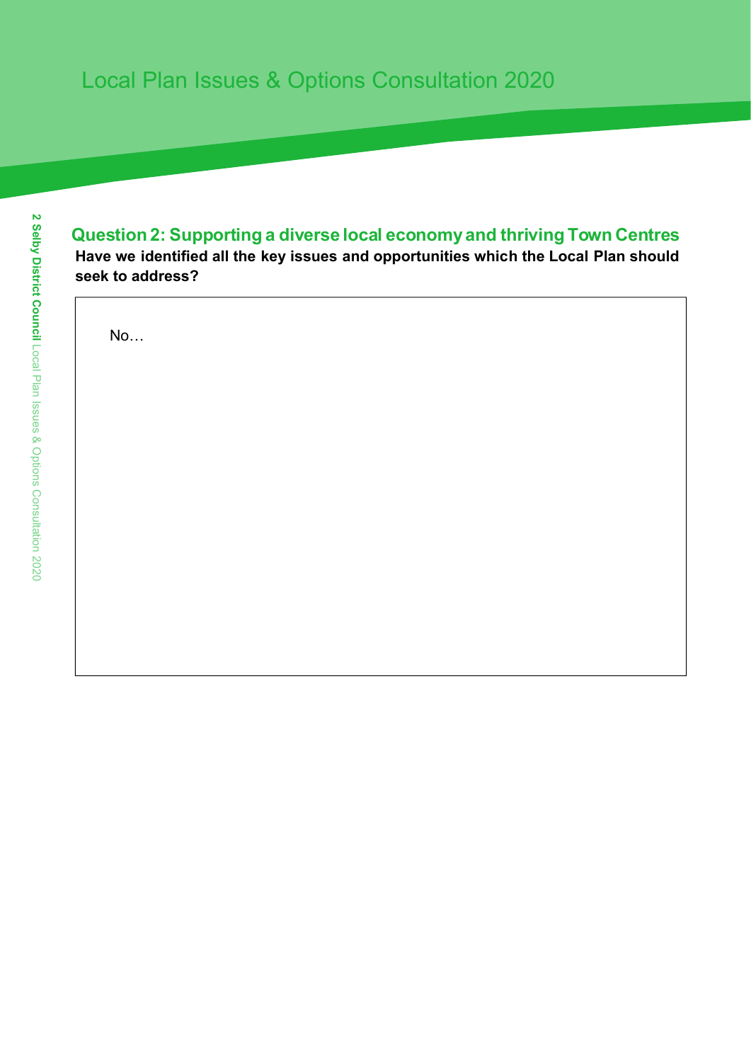## Question 2: Supporting a diverse local economy and thriving Town Centres

**Have we identified all the key issues and opportunities which the Local Plan should seek to address?**

No…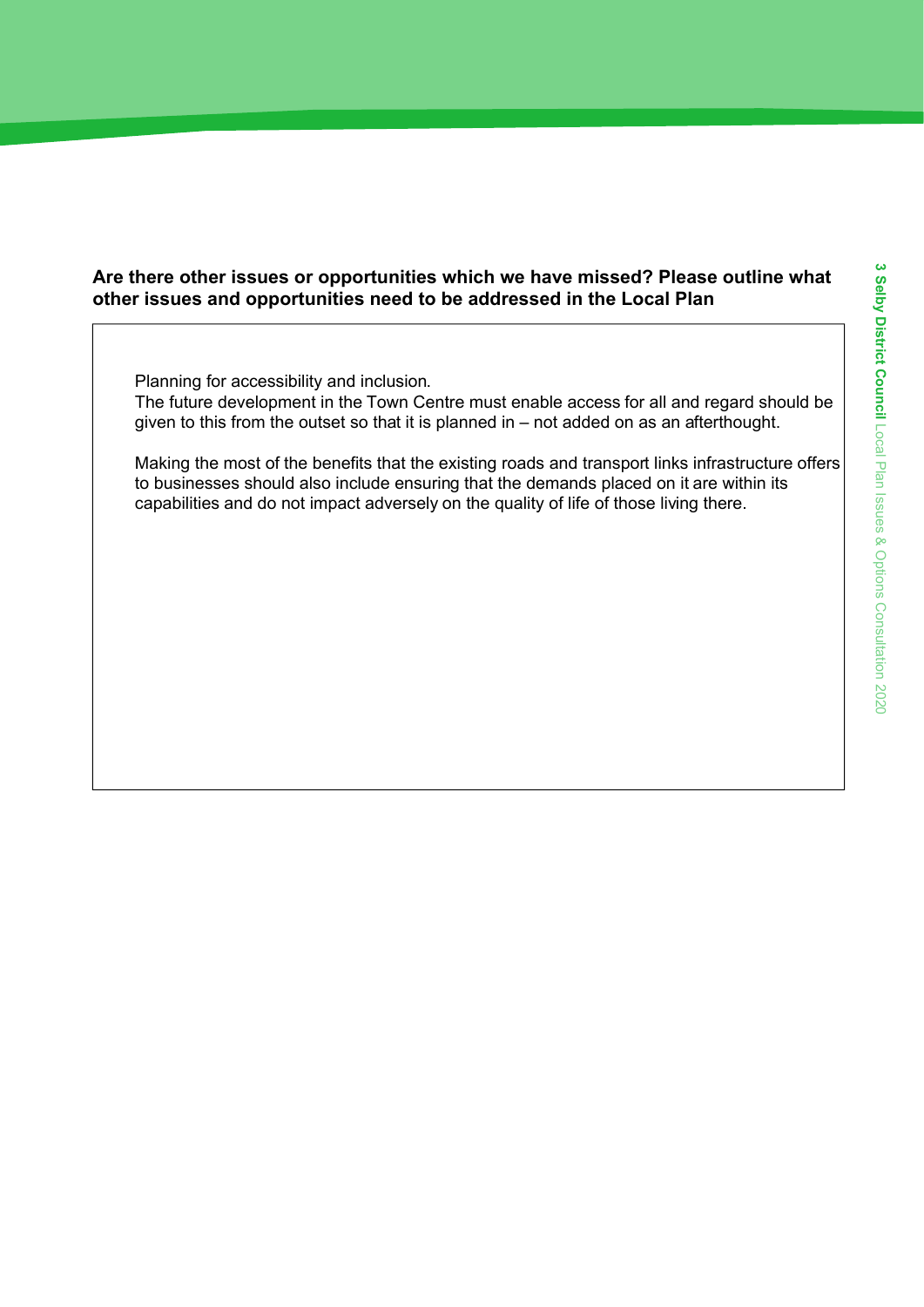**Are there other issues or opportunities which we have missed? Please outline what other issues and opportunities need to be addressed in the Local Plan**

Planning for accessibility and inclusion.
The future development in the Town Centre must enable access for all and regard should be given to this from the outset so that it is planned in – not added on as an afterthought.

Making the most of the benefits that the existing roads and transport links infrastructure offers to businesses should also include ensuring that the demands placed on it are within its capabilities and do not impact adversely on the quality of life of those living there.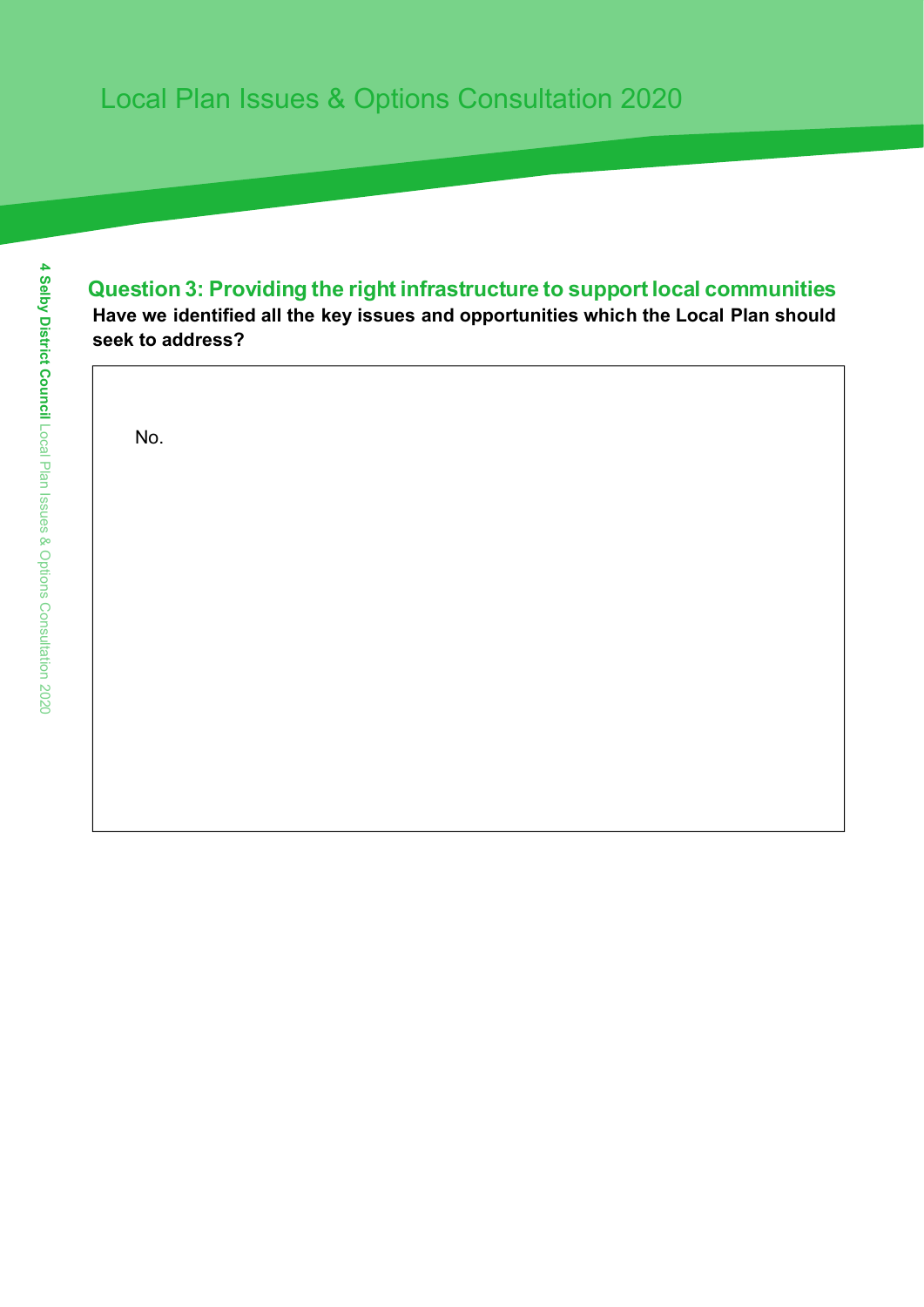## Question 3: Providing the right infrastructure to support local communities

**Have we identified all the key issues and opportunities which the Local Plan should seek to address?**

No.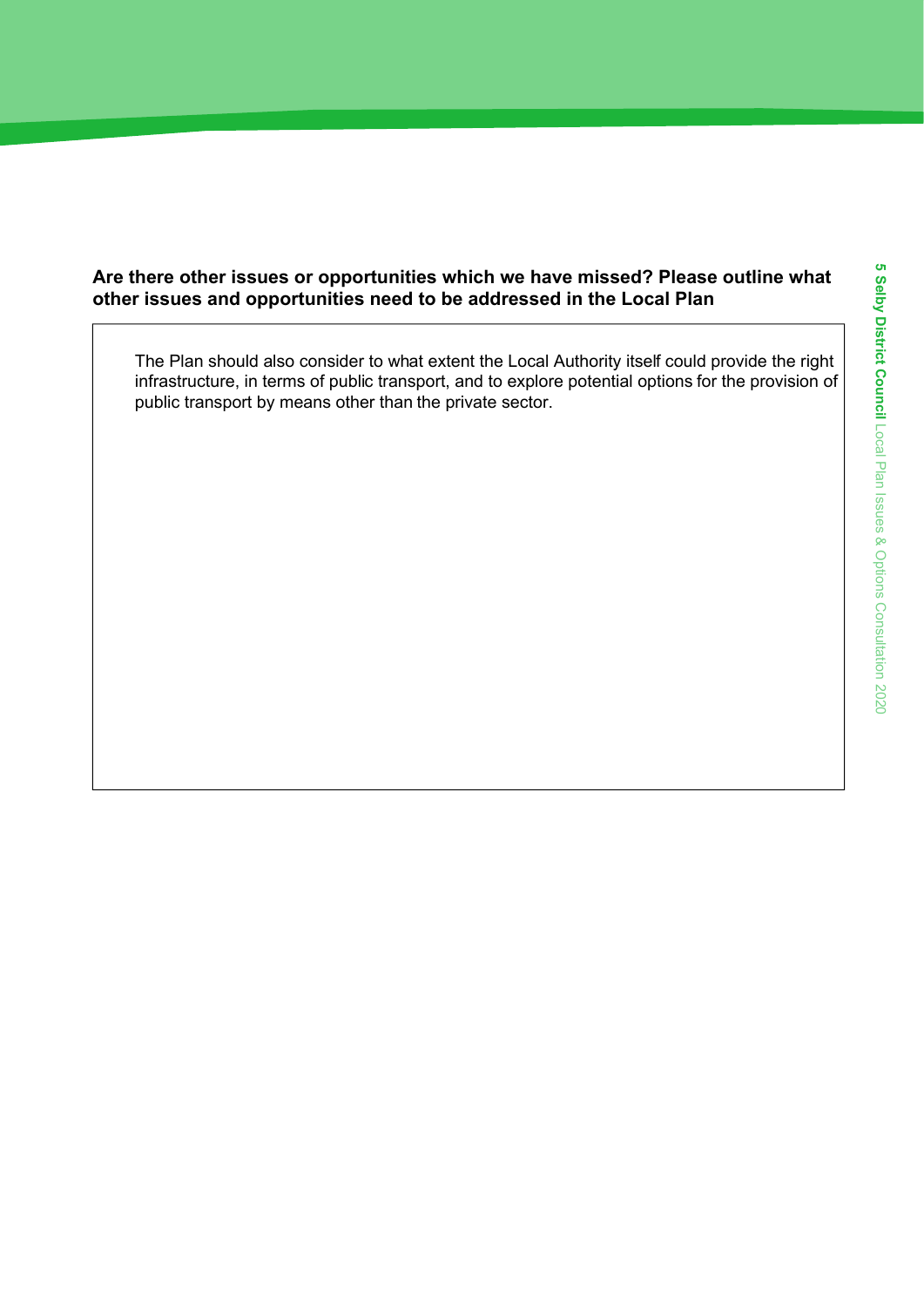**Are there other issues or opportunities which we have missed? Please outline what other issues and opportunities need to be addressed in the Local Plan**

The Plan should also consider to what extent the Local Authority itself could provide the right infrastructure, in terms of public transport, and to explore potential options for the provision of public transport by means other than the private sector.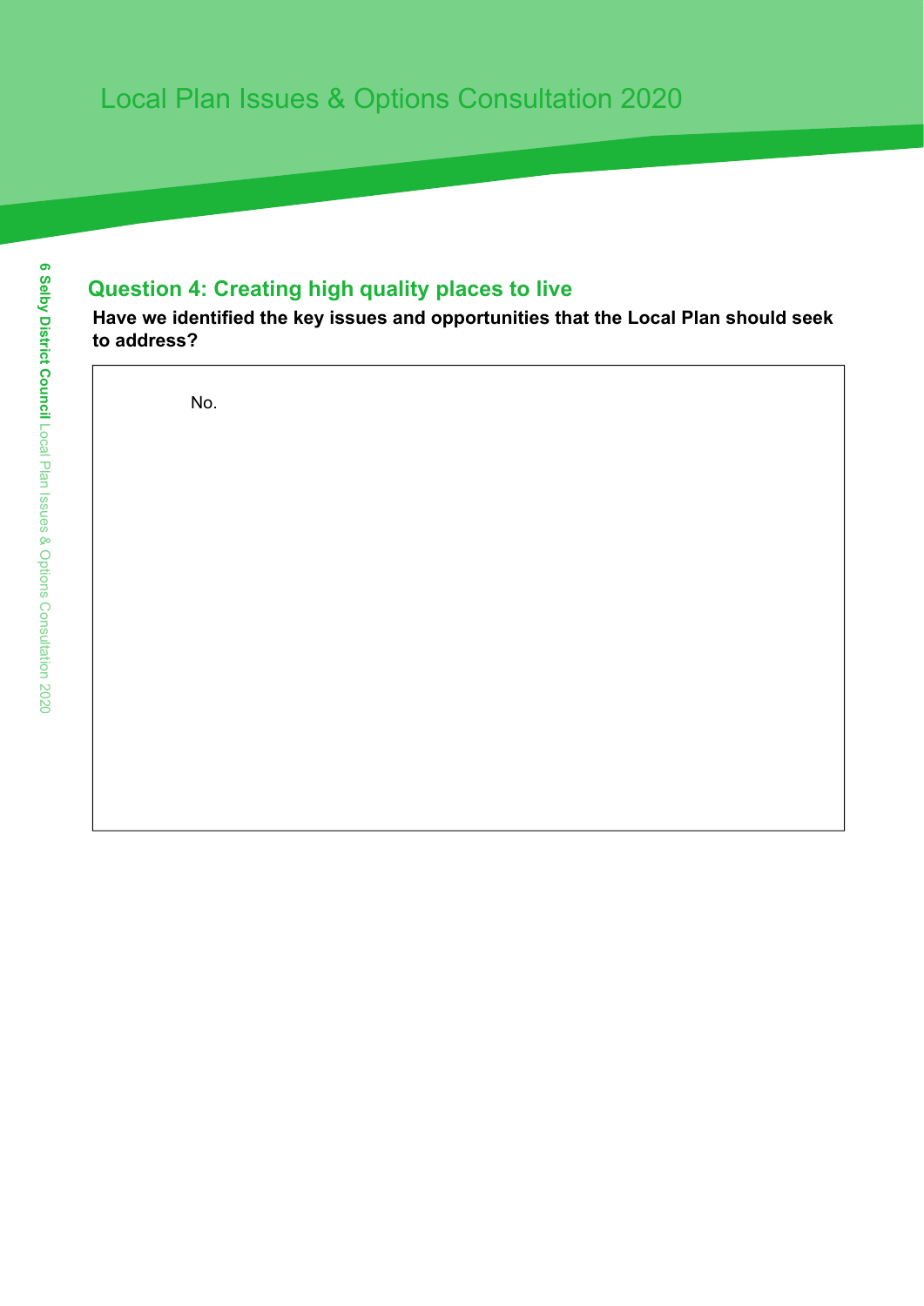## Question 4: Creating high quality places to live

**Have we identified the key issues and opportunities that the Local Plan should seek to address?**

No.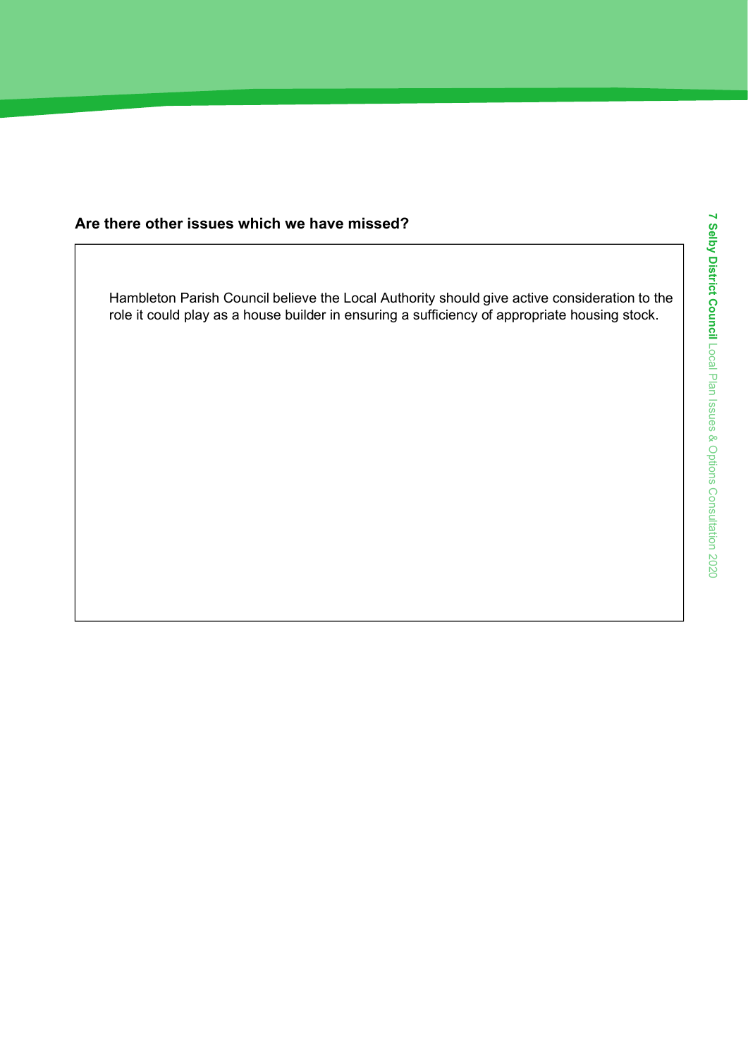**Are there other issues which we have missed?**

Hambleton Parish Council believe the Local Authority should give active consideration to the role it could play as a house builder in ensuring a sufficiency of appropriate housing stock.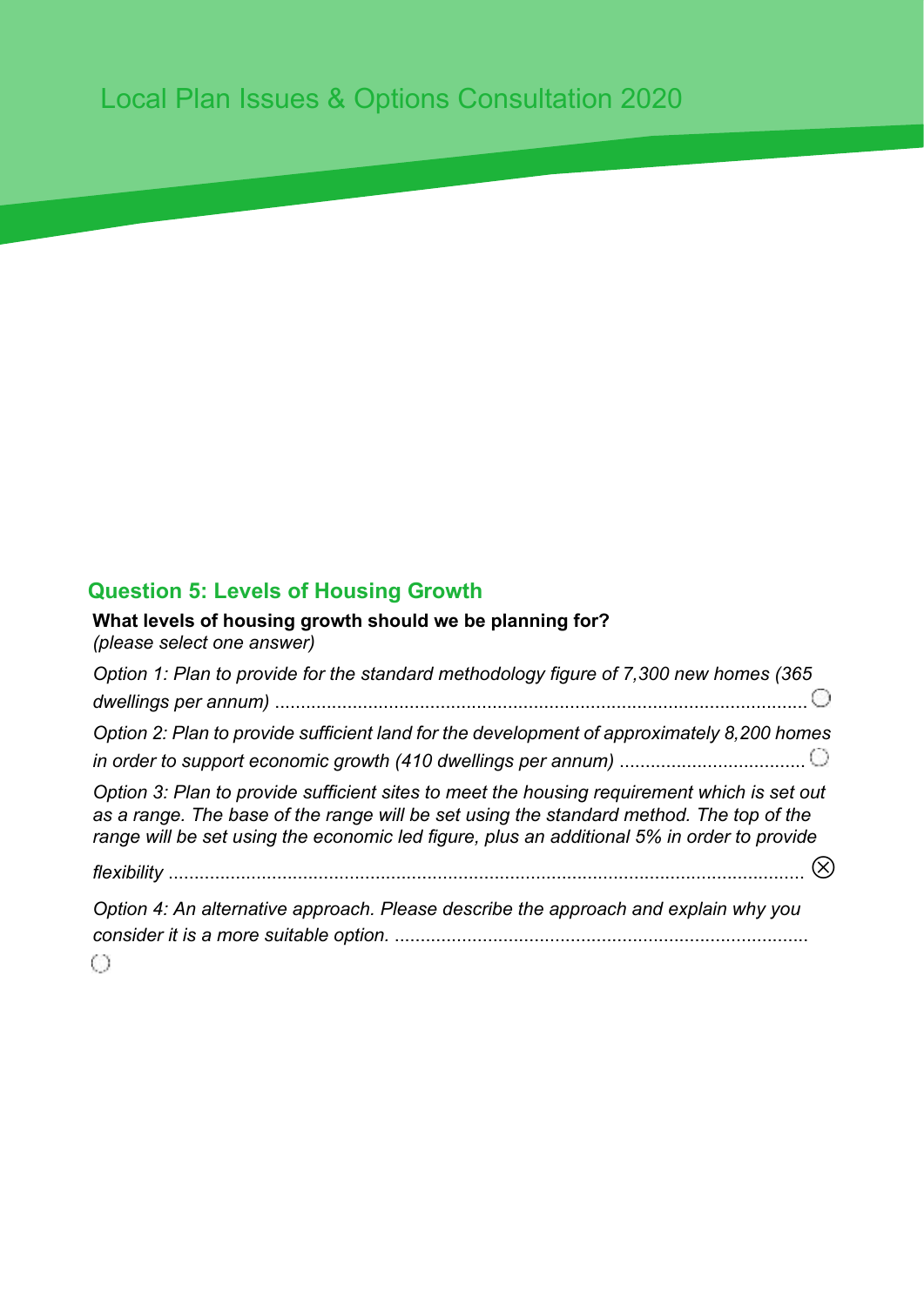# Local Plan Issues & Options Consultation 2020

## Question 5: Levels of Housing Growth

**What levels of housing growth should we be planning for?**
*(please select one answer)*

*Option 1: Plan to provide for the standard methodology figure of 7,300 new homes (365 dwellings per annum)* ............................................................................................................ ○

*Option 2: Plan to provide sufficient land for the development of approximately 8,200 homes in order to support economic growth (410 dwellings per annum)* .................................... ○

*Option 3: Plan to provide sufficient sites to meet the housing requirement which is set out as a range. The base of the range will be set using the standard method. The top of the range will be set using the economic led figure, plus an additional 5% in order to provide flexibility* ............................................................................................................................. ⊗

*Option 4: An alternative approach. Please describe the approach and explain why you consider it is a more suitable option.* ................................................................................ ○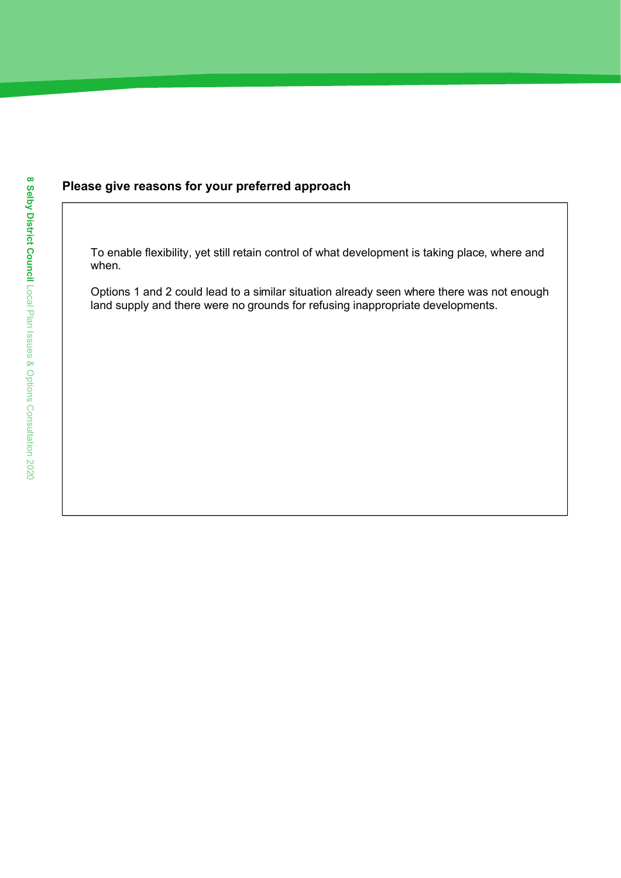**Please give reasons for your preferred approach**

To enable flexibility, yet still retain control of what development is taking place, where and when.

Options 1 and 2 could lead to a similar situation already seen where there was not enough land supply and there were no grounds for refusing inappropriate developments.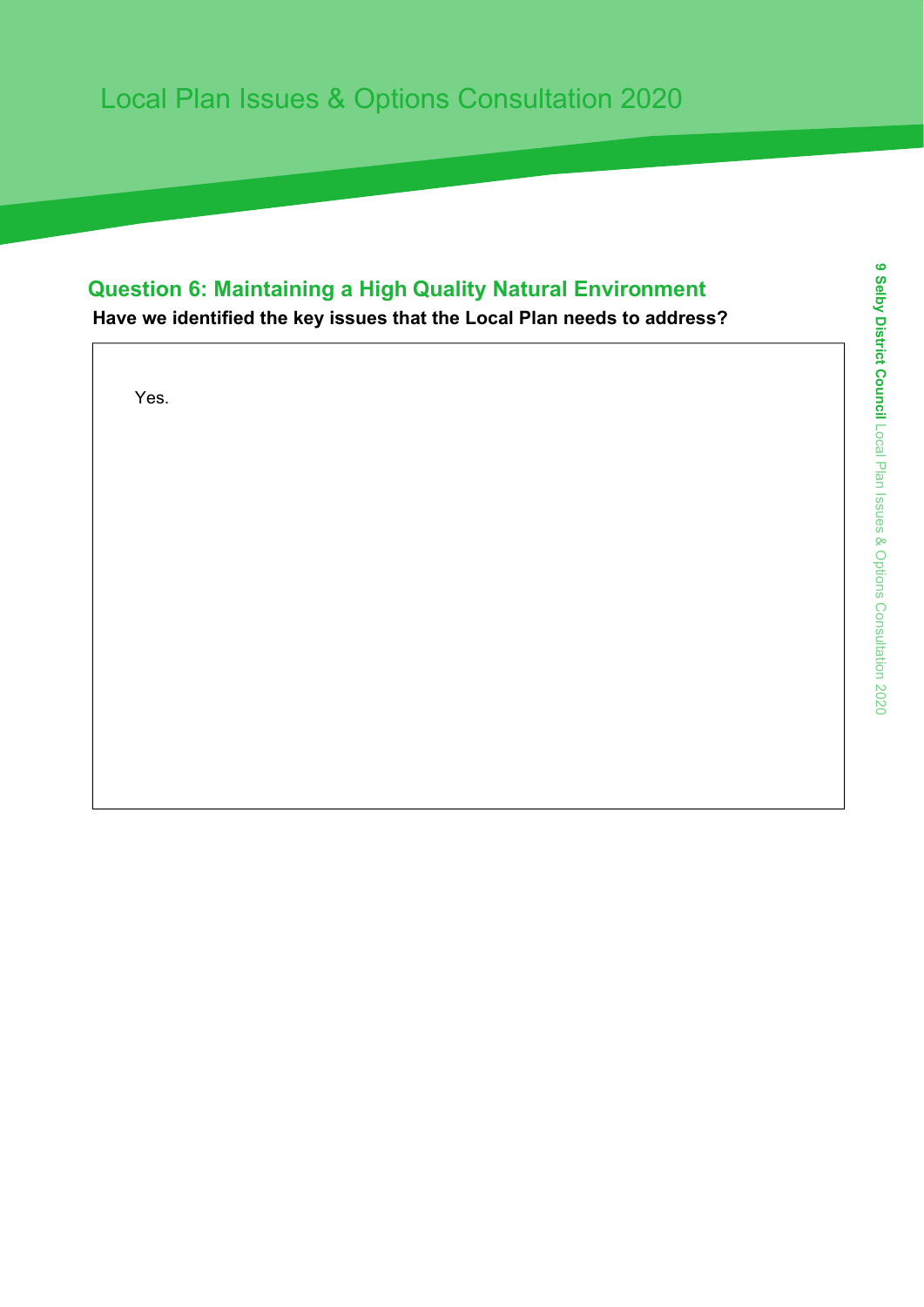## Question 6: Maintaining a High Quality Natural Environment

**Have we identified the key issues that the Local Plan needs to address?**

Yes.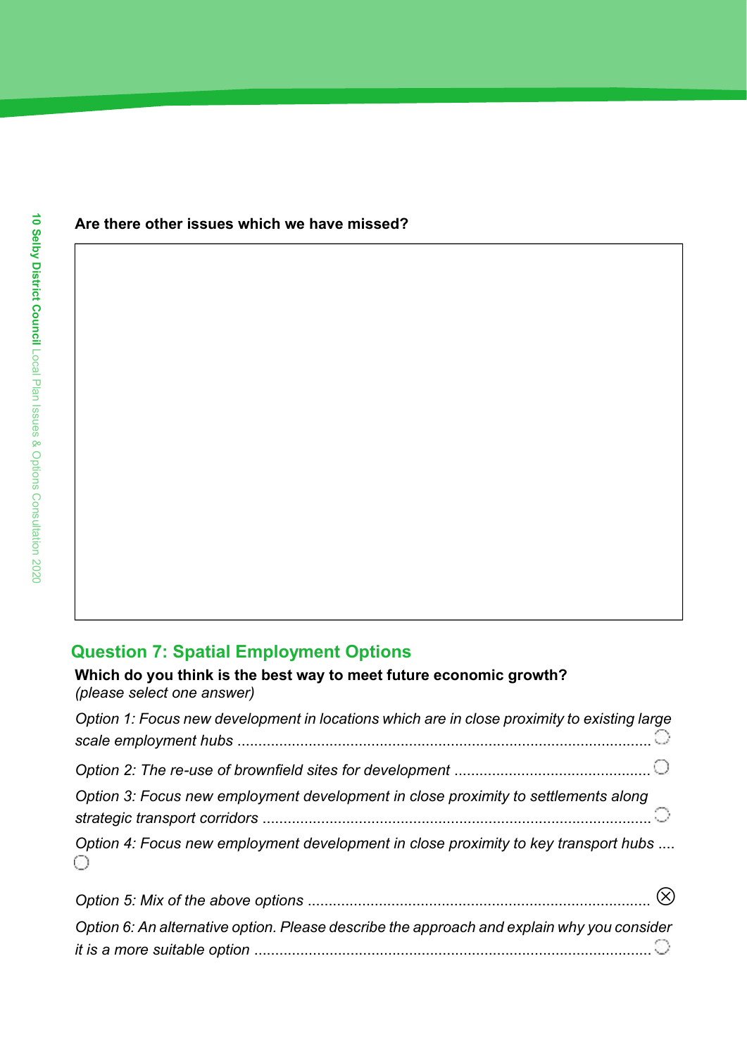**Are there other issues which we have missed?**

## Question 7: Spatial Employment Options

**Which do you think is the best way to meet future economic growth?**
*(please select one answer)*

*Option 1: Focus new development in locations which are in close proximity to existing large scale employment hubs* ○

*Option 2: The re-use of brownfield sites for development* ○

*Option 3: Focus new employment development in close proximity to settlements along strategic transport corridors* ○

*Option 4: Focus new employment development in close proximity to key transport hubs* ○

*Option 5: Mix of the above options* ⊗

*Option 6: An alternative option. Please describe the approach and explain why you consider it is a more suitable option* ○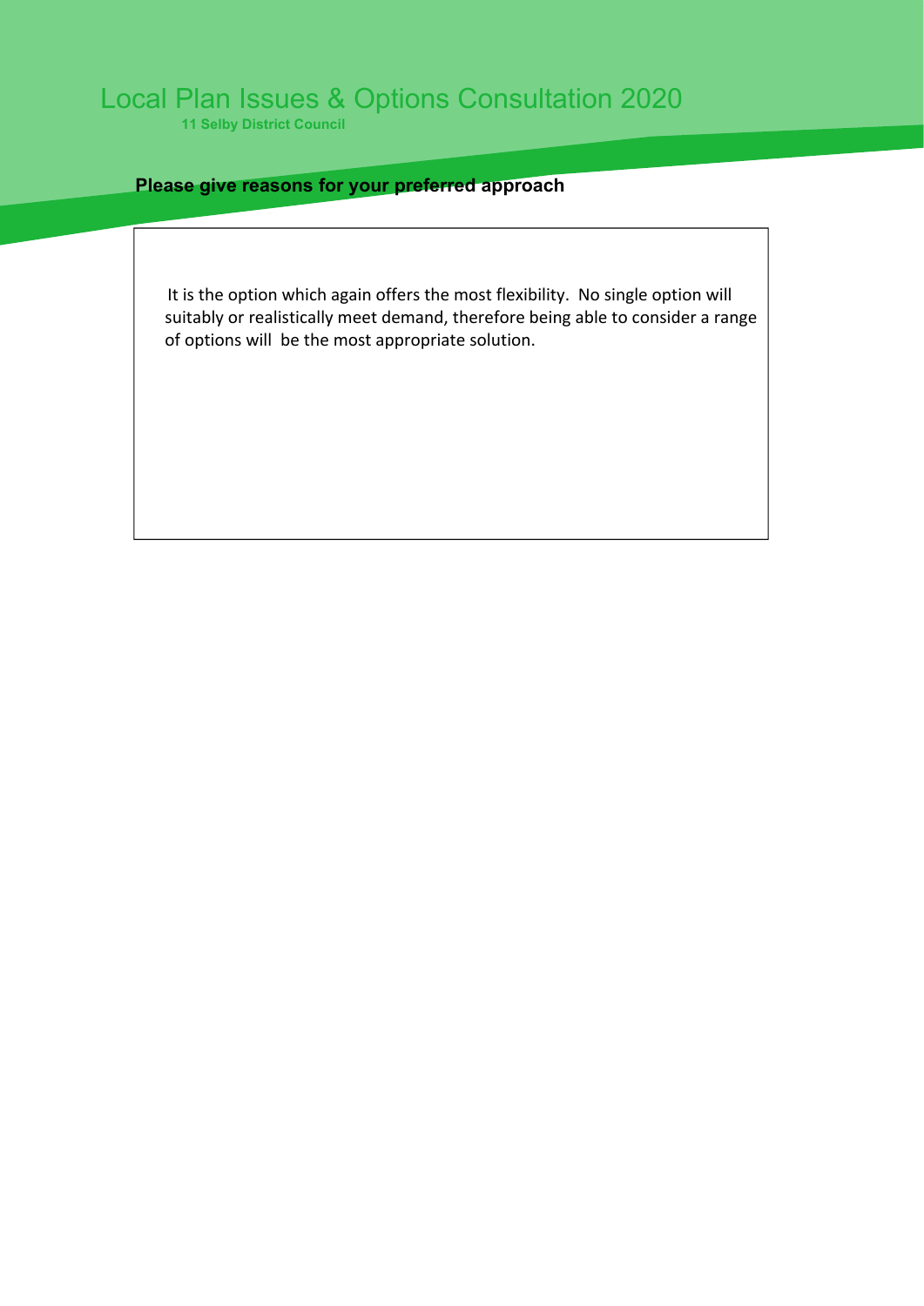**Please give reasons for your preferred approach**

It is the option which again offers the most flexibility. No single option will suitably or realistically meet demand, therefore being able to consider a range of options will be the most appropriate solution.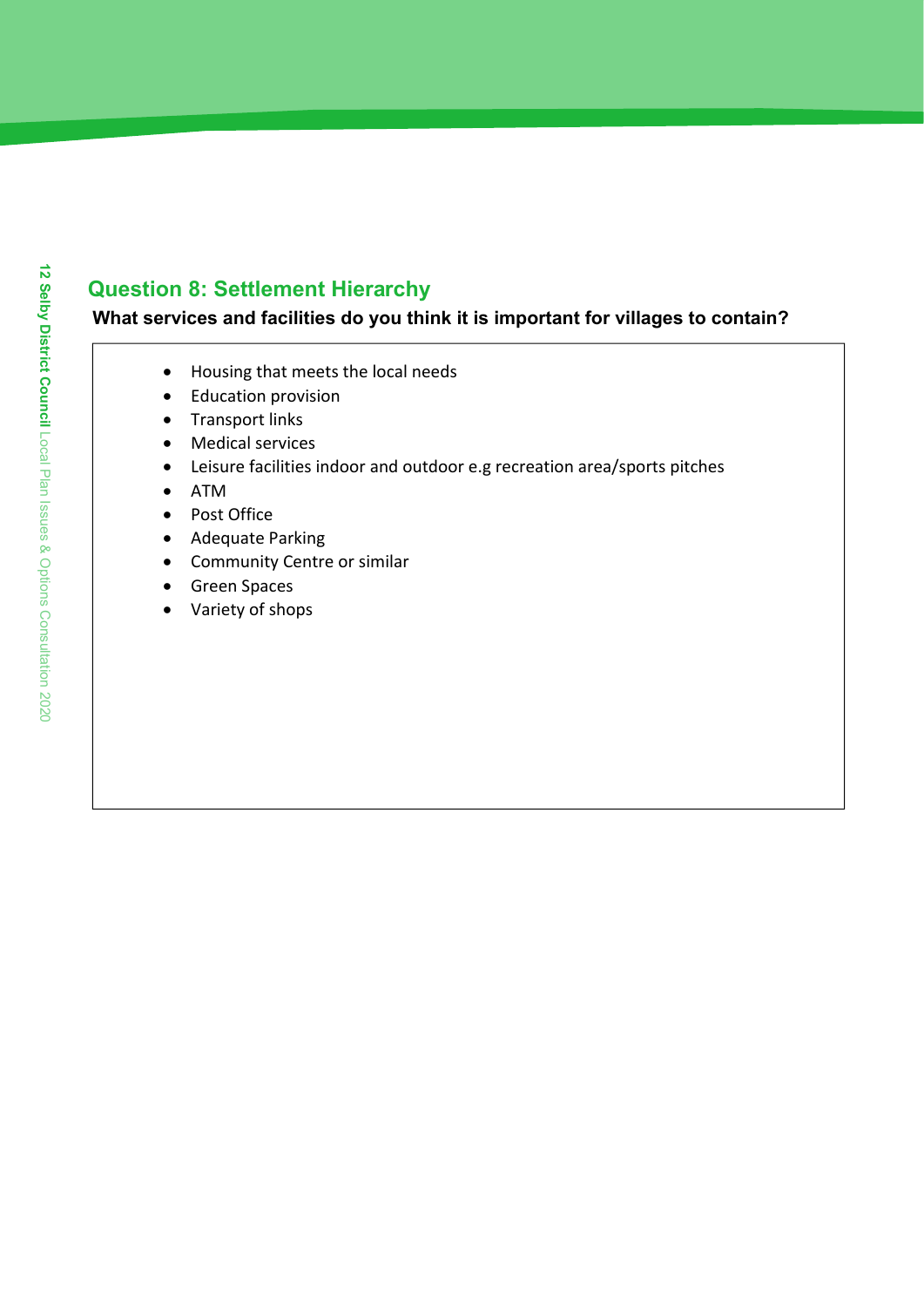## Question 8: Settlement Hierarchy

**What services and facilities do you think it is important for villages to contain?**

- Housing that meets the local needs
- Education provision
- Transport links
- Medical services
- Leisure facilities indoor and outdoor e.g recreation area/sports pitches
- ATM
- Post Office
- Adequate Parking
- Community Centre or similar
- Green Spaces
- Variety of shops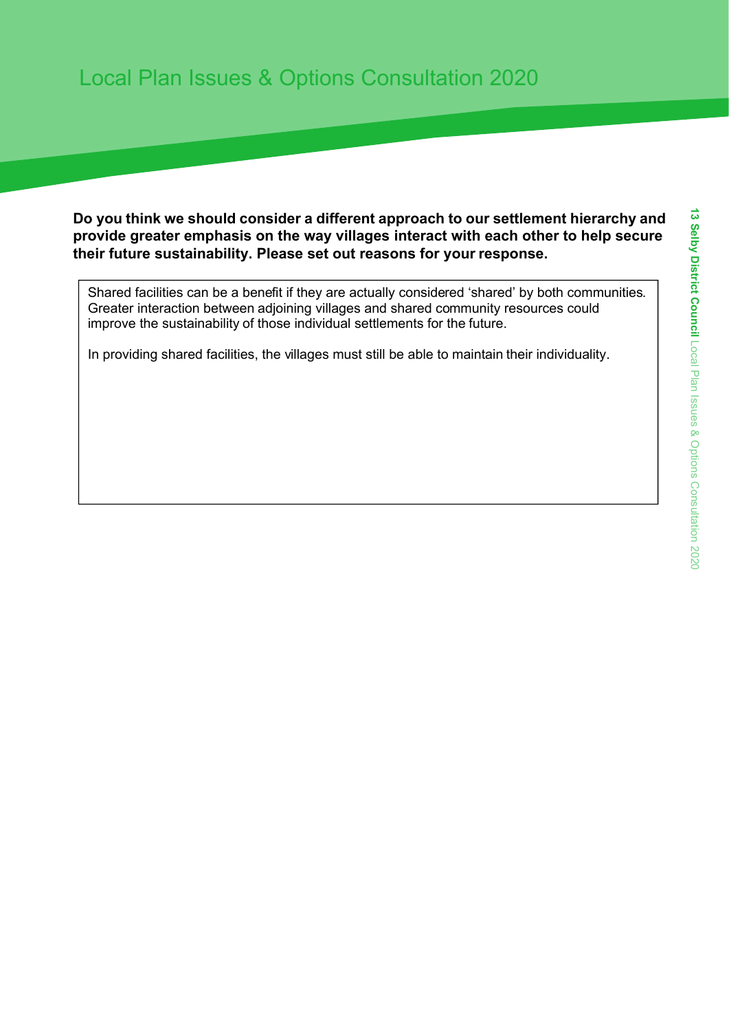**Do you think we should consider a different approach to our settlement hierarchy and provide greater emphasis on the way villages interact with each other to help secure their future sustainability. Please set out reasons for your response.**

Shared facilities can be a benefit if they are actually considered 'shared' by both communities. Greater interaction between adjoining villages and shared community resources could improve the sustainability of those individual settlements for the future.

In providing shared facilities, the villages must still be able to maintain their individuality.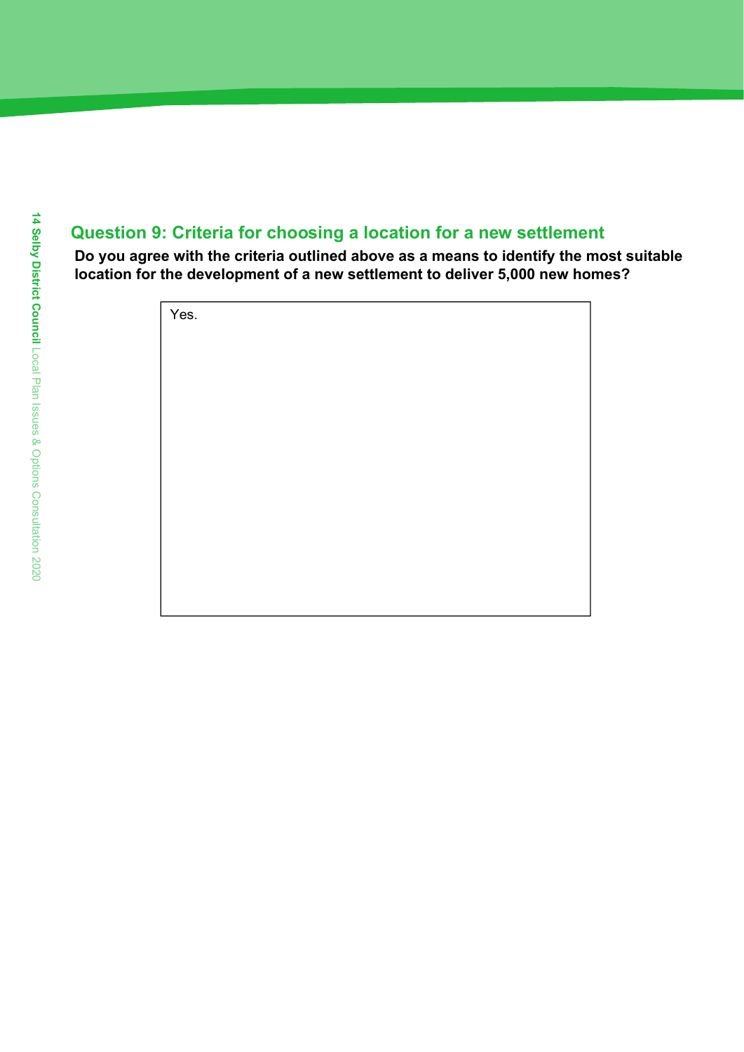## Question 9: Criteria for choosing a location for a new settlement

**Do you agree with the criteria outlined above as a means to identify the most suitable location for the development of a new settlement to deliver 5,000 new homes?**

Yes.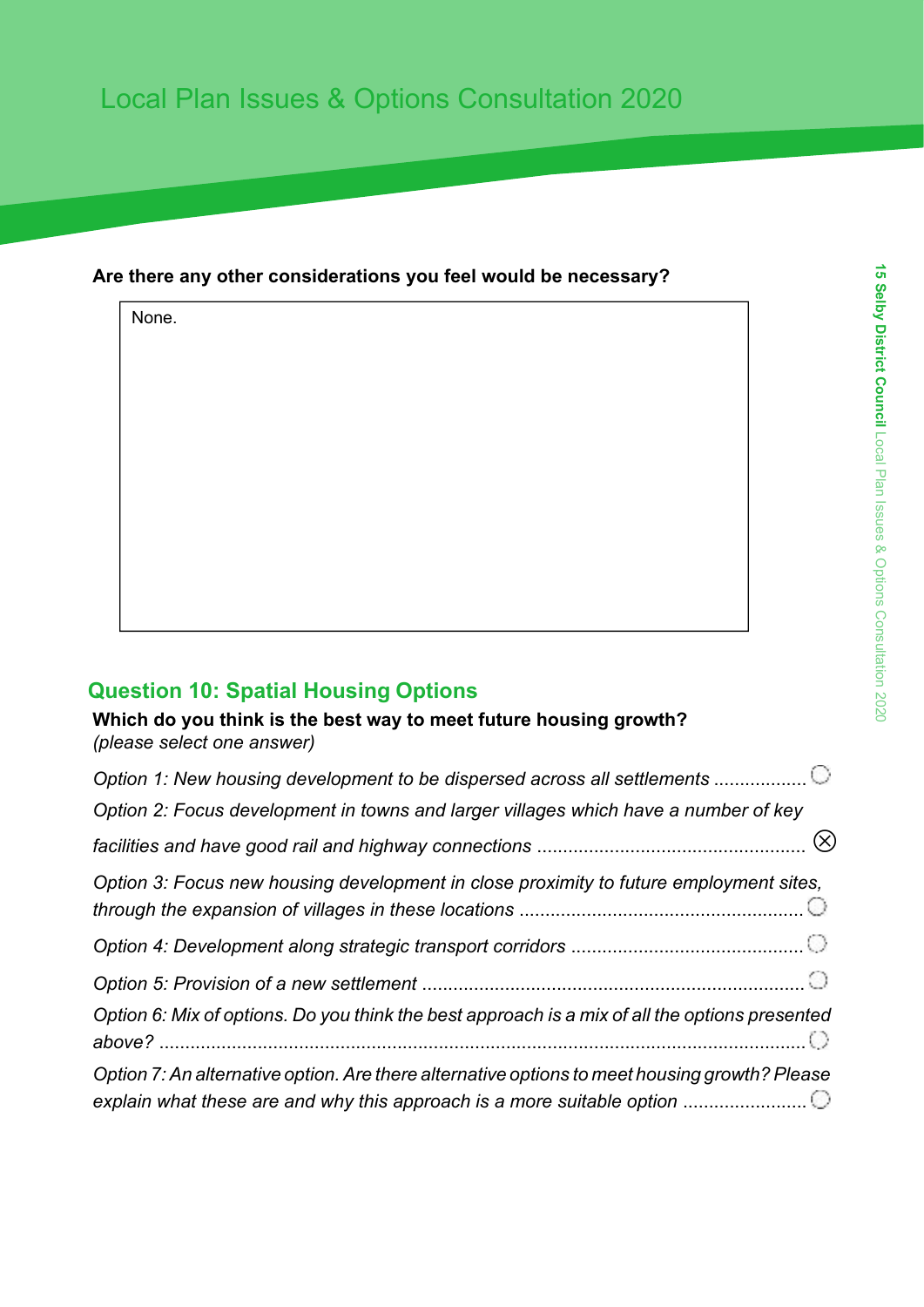**Are there any other considerations you feel would be necessary?**

None.

## Question 10: Spatial Housing Options

**Which do you think is the best way to meet future housing growth?**
*(please select one answer)*

- *Option 1: New housing development to be dispersed across all settlements* ☐
- *Option 2: Focus development in towns and larger villages which have a number of key facilities and have good rail and highway connections* ☒
- *Option 3: Focus new housing development in close proximity to future employment sites, through the expansion of villages in these locations* ☐
- *Option 4: Development along strategic transport corridors* ☐
- *Option 5: Provision of a new settlement* ☐
- *Option 6: Mix of options. Do you think the best approach is a mix of all the options presented above?* ☐
- *Option 7: An alternative option. Are there alternative options to meet housing growth? Please explain what these are and why this approach is a more suitable option* ☐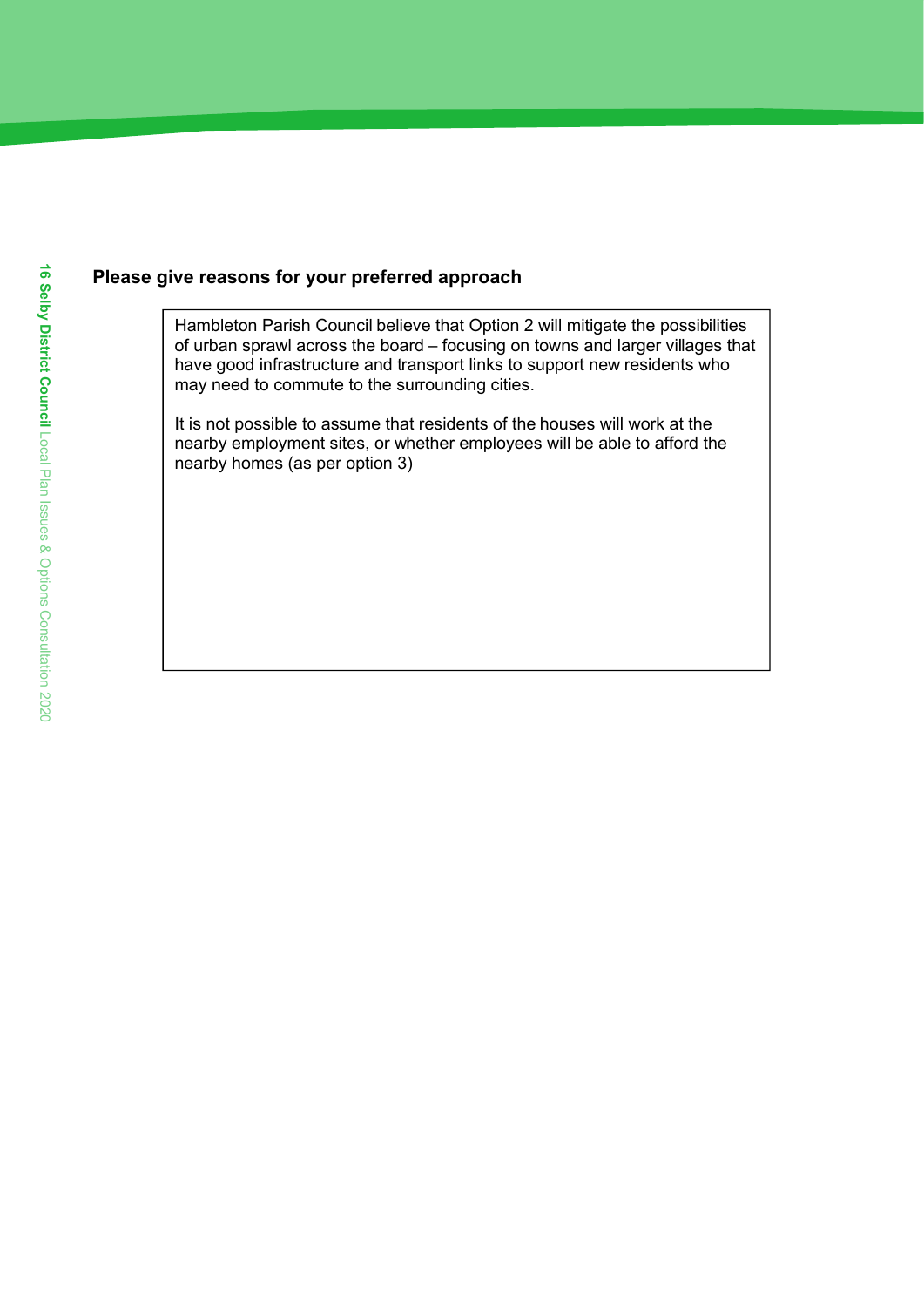**Please give reasons for your preferred approach**

Hambleton Parish Council believe that Option 2 will mitigate the possibilities of urban sprawl across the board – focusing on towns and larger villages that have good infrastructure and transport links to support new residents who may need to commute to the surrounding cities.

It is not possible to assume that residents of the houses will work at the nearby employment sites, or whether employees will be able to afford the nearby homes (as per option 3)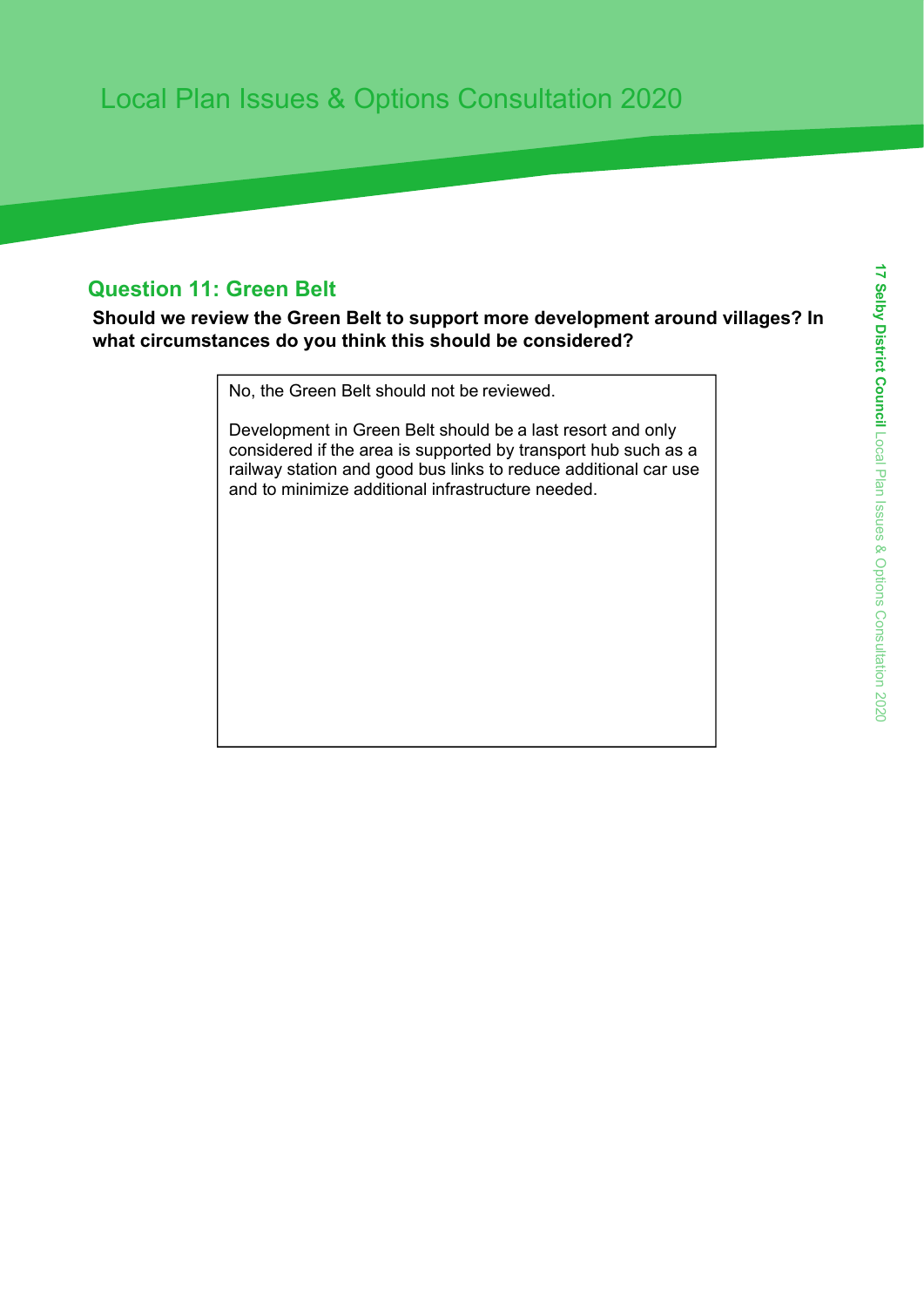## Question 11: Green Belt

**Should we review the Green Belt to support more development around villages? In what circumstances do you think this should be considered?**

No, the Green Belt should not be reviewed.

Development in Green Belt should be a last resort and only considered if the area is supported by transport hub such as a railway station and good bus links to reduce additional car use and to minimize additional infrastructure needed.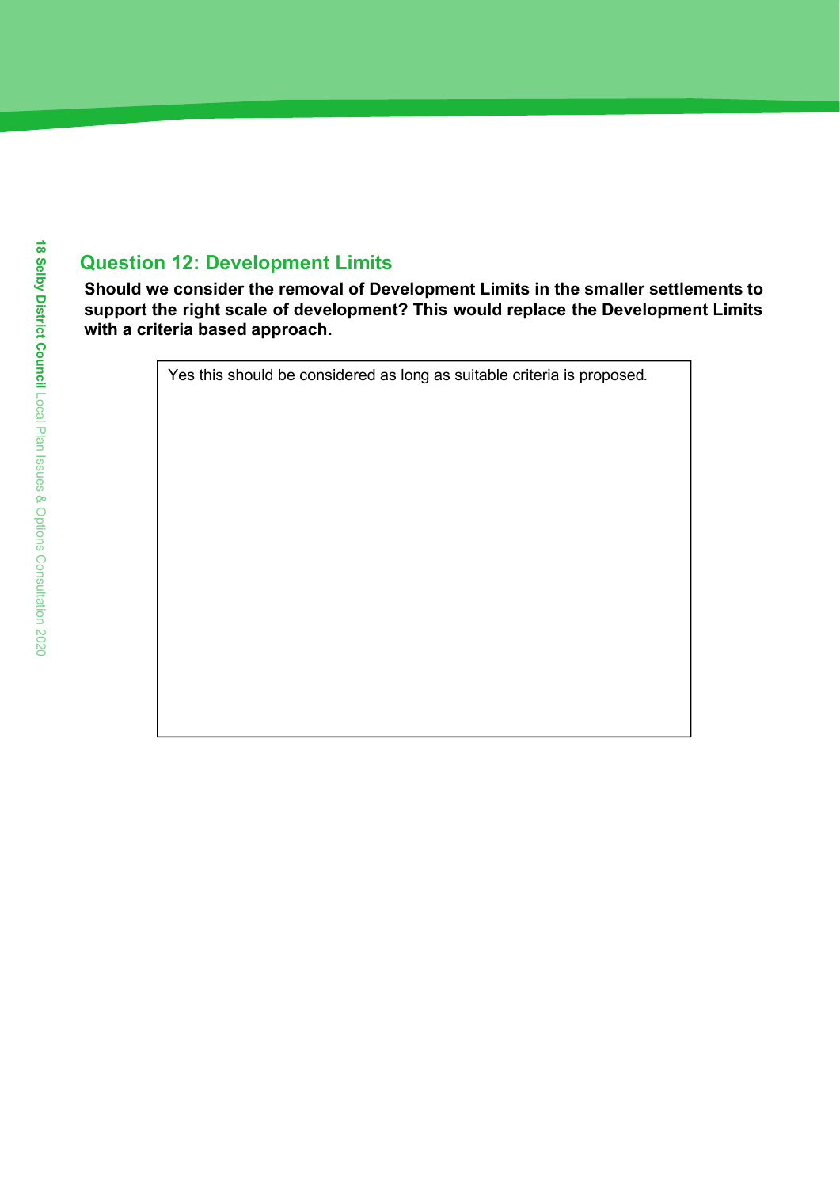## Question 12: Development Limits

**Should we consider the removal of Development Limits in the smaller settlements to support the right scale of development? This would replace the Development Limits with a criteria based approach.**

Yes this should be considered as long as suitable criteria is proposed.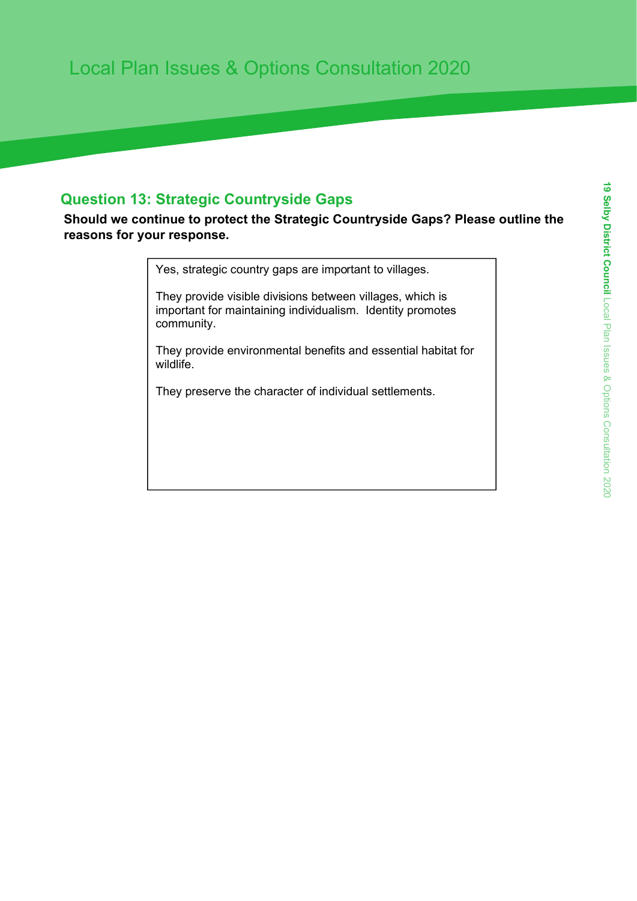## Question 13: Strategic Countryside Gaps

**Should we continue to protect the Strategic Countryside Gaps? Please outline the reasons for your response.**

Yes, strategic country gaps are important to villages.

They provide visible divisions between villages, which is important for maintaining individualism. Identity promotes community.

They provide environmental benefits and essential habitat for wildlife.

They preserve the character of individual settlements.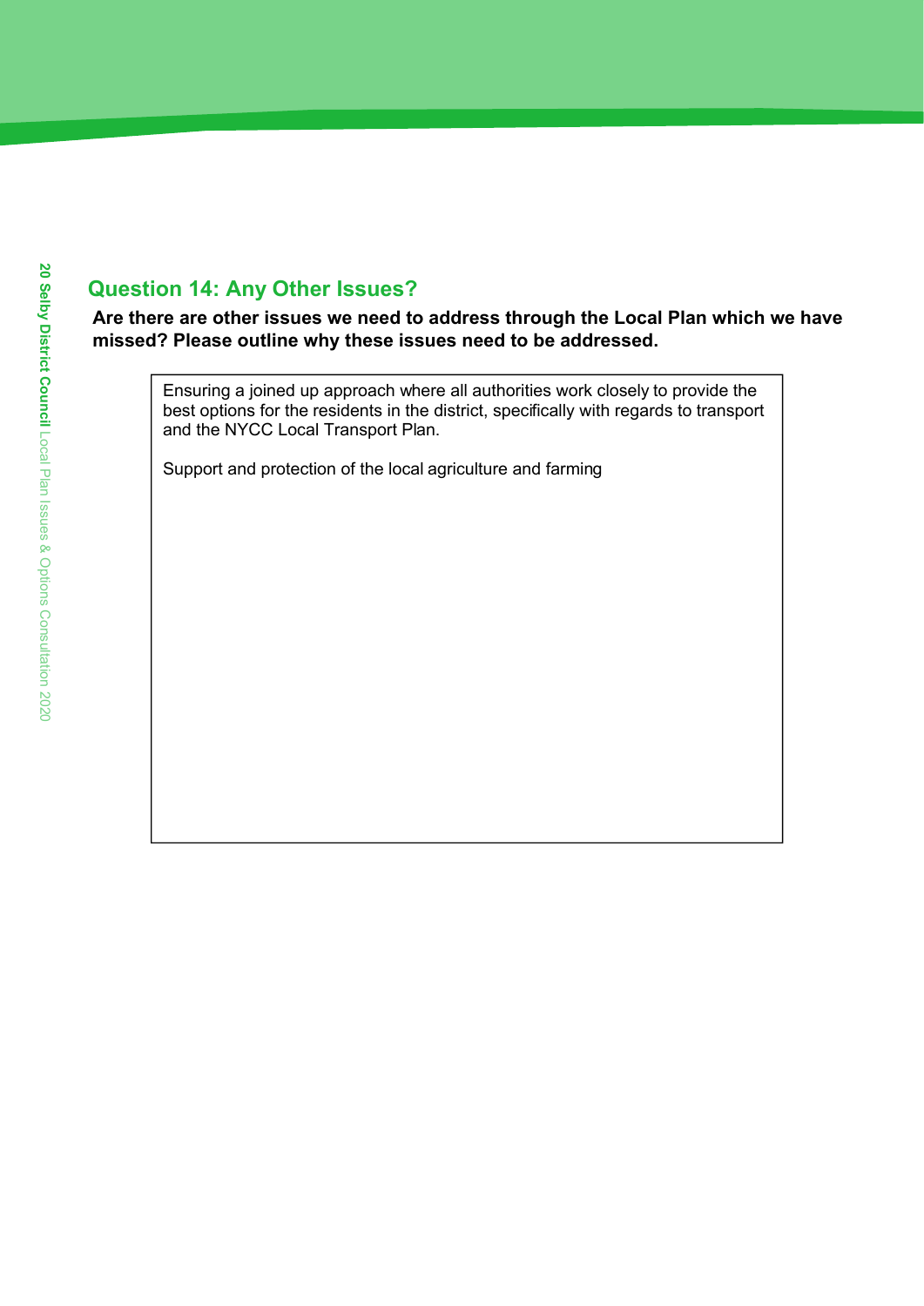## Question 14: Any Other Issues?

**Are there are other issues we need to address through the Local Plan which we have missed? Please outline why these issues need to be addressed.**

Ensuring a joined up approach where all authorities work closely to provide the best options for the residents in the district, specifically with regards to transport and the NYCC Local Transport Plan.

Support and protection of the local agriculture and farming